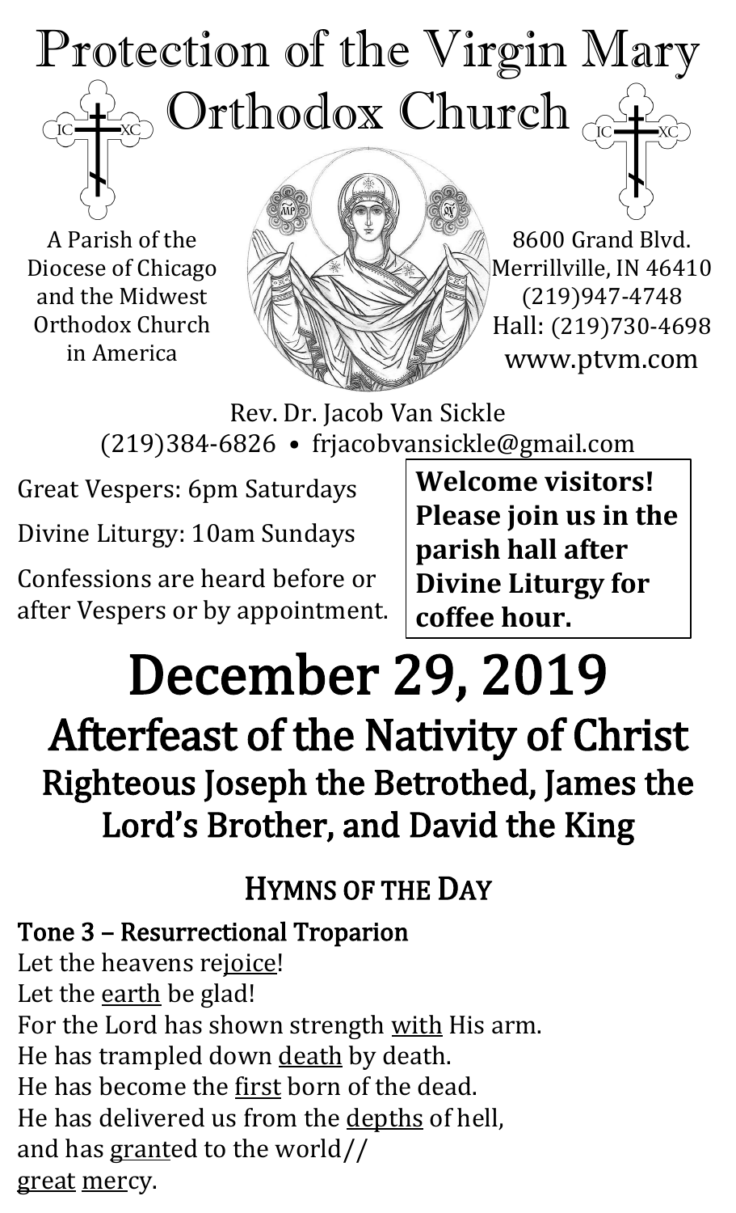# Protection of the Virgin Mary Orthodox Church

A Parish of the Diocese of Chicago and the Midwest Orthodox Church in America

8600 Grand Blvd.
Merrillville, IN 46410
(219)947-4748
Hall: (219)730-4698
www.ptvm.com

Rev. Dr. Jacob Van Sickle
(219)384-6826 • frjacobvansickle@gmail.com

Great Vespers: 6pm Saturdays

Divine Liturgy: 10am Sundays

Confessions are heard before or after Vespers or by appointment.

**Welcome visitors! Please join us in the parish hall after Divine Liturgy for coffee hour.**

# December 29, 2019

## Afterfeast of the Nativity of Christ

### Righteous Joseph the Betrothed, James the Lord's Brother, and David the King

## HYMNS OF THE DAY

**Tone 3 – Resurrectional Troparion**

Let the heavens rejoice!
Let the earth be glad!
For the Lord has shown strength with His arm.
He has trampled down death by death.
He has become the first born of the dead.
He has delivered us from the depths of hell,
and has granted to the world//
great mercy.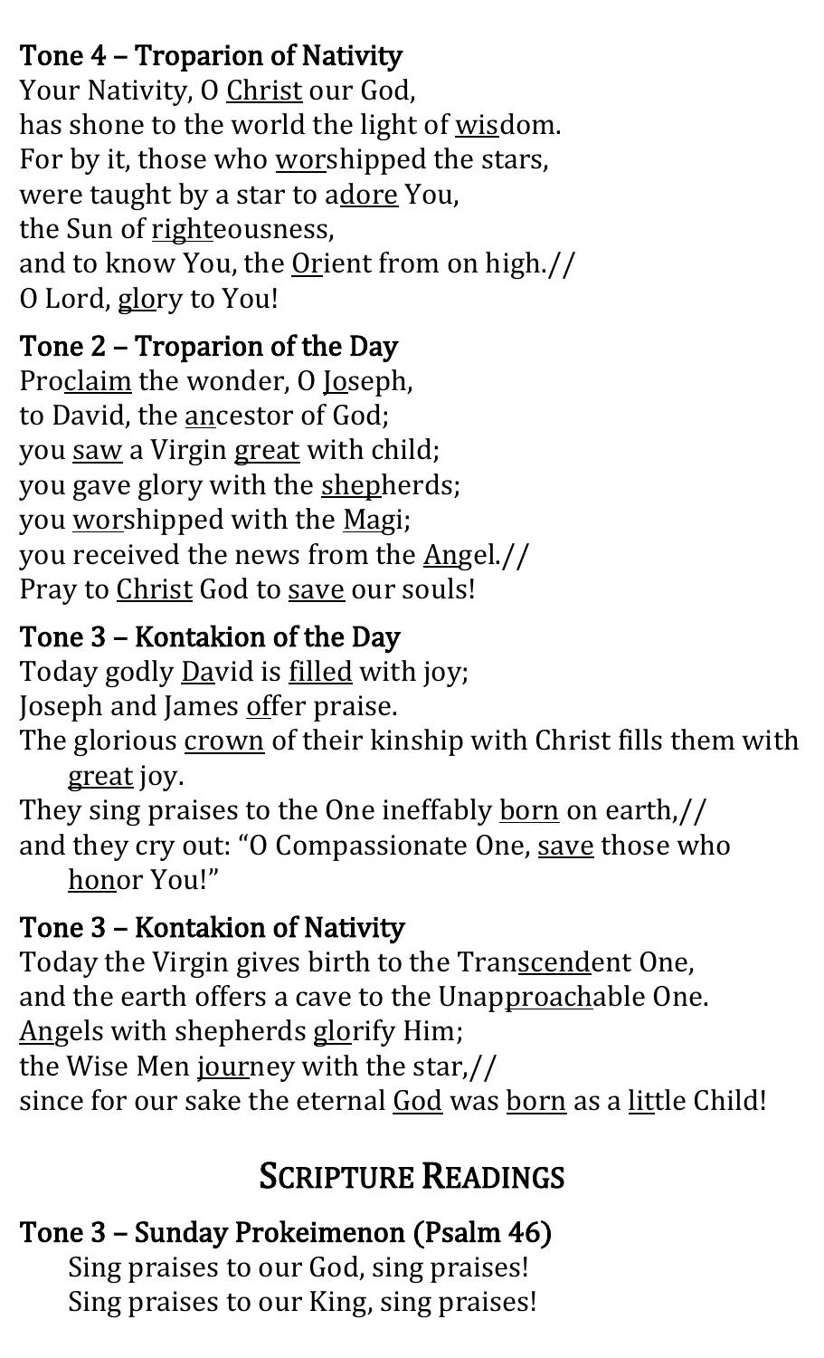### Tone 4 – Troparion of Nativity

Your Nativity, O Christ our God,
has shone to the world the light of wisdom.
For by it, those who worshipped the stars,
were taught by a star to adore You,
the Sun of righteousness,
and to know You, the Orient from on high.//
O Lord, glory to You!

### Tone 2 – Troparion of the Day

Proclaim the wonder, O Joseph,
to David, the ancestor of God;
you saw a Virgin great with child;
you gave glory with the shepherds;
you worshipped with the Magi;
you received the news from the Angel.//
Pray to Christ God to save our souls!

### Tone 3 – Kontakion of the Day

Today godly David is filled with joy;
Joseph and James offer praise.
The glorious crown of their kinship with Christ fills them with great joy.
They sing praises to the One ineffably born on earth,//
and they cry out: "O Compassionate One, save those who honor You!"

### Tone 3 – Kontakion of Nativity

Today the Virgin gives birth to the Transcendent One,
and the earth offers a cave to the Unapproachable One.
Angels with shepherds glorify Him;
the Wise Men journey with the star,//
since for our sake the eternal God was born as a little Child!

## Scripture Readings

### Tone 3 – Sunday Prokeimenon (Psalm 46)

Sing praises to our God, sing praises!
Sing praises to our King, sing praises!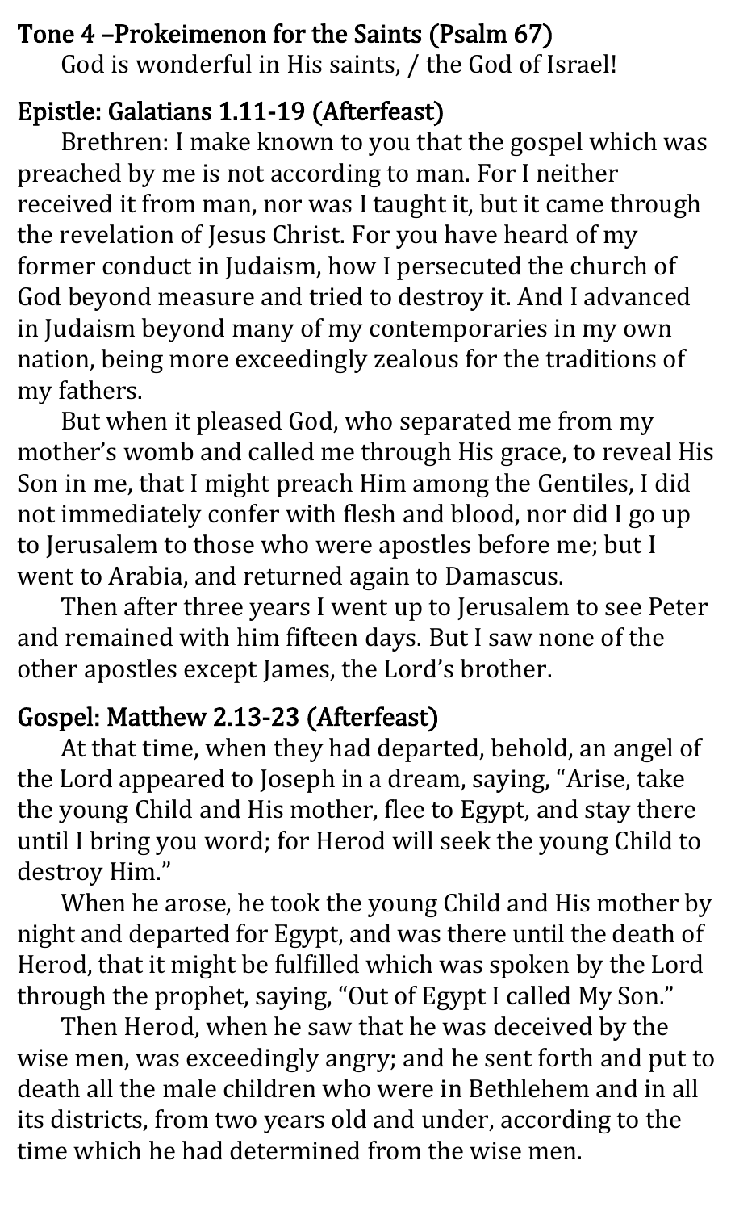## Tone 4 –Prokeimenon for the Saints (Psalm 67)

God is wonderful in His saints, / the God of Israel!

## Epistle: Galatians 1.11-19 (Afterfeast)

Brethren: I make known to you that the gospel which was preached by me is not according to man. For I neither received it from man, nor was I taught it, but it came through the revelation of Jesus Christ. For you have heard of my former conduct in Judaism, how I persecuted the church of God beyond measure and tried to destroy it. And I advanced in Judaism beyond many of my contemporaries in my own nation, being more exceedingly zealous for the traditions of my fathers.

But when it pleased God, who separated me from my mother's womb and called me through His grace, to reveal His Son in me, that I might preach Him among the Gentiles, I did not immediately confer with flesh and blood, nor did I go up to Jerusalem to those who were apostles before me; but I went to Arabia, and returned again to Damascus.

Then after three years I went up to Jerusalem to see Peter and remained with him fifteen days. But I saw none of the other apostles except James, the Lord's brother.

## Gospel: Matthew 2.13-23 (Afterfeast)

At that time, when they had departed, behold, an angel of the Lord appeared to Joseph in a dream, saying, "Arise, take the young Child and His mother, flee to Egypt, and stay there until I bring you word; for Herod will seek the young Child to destroy Him."

When he arose, he took the young Child and His mother by night and departed for Egypt, and was there until the death of Herod, that it might be fulfilled which was spoken by the Lord through the prophet, saying, "Out of Egypt I called My Son."

Then Herod, when he saw that he was deceived by the wise men, was exceedingly angry; and he sent forth and put to death all the male children who were in Bethlehem and in all its districts, from two years old and under, according to the time which he had determined from the wise men.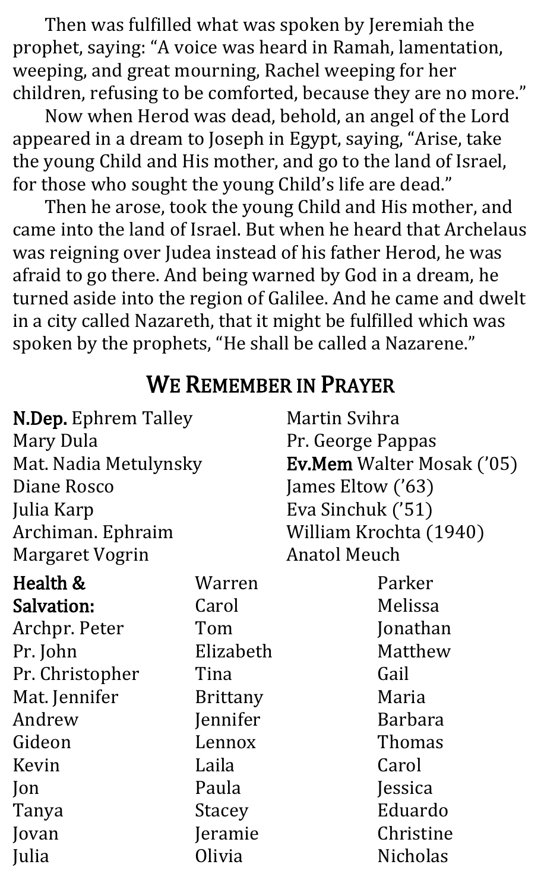Then was fulfilled what was spoken by Jeremiah the prophet, saying: "A voice was heard in Ramah, lamentation, weeping, and great mourning, Rachel weeping for her children, refusing to be comforted, because they are no more."

Now when Herod was dead, behold, an angel of the Lord appeared in a dream to Joseph in Egypt, saying, "Arise, take the young Child and His mother, and go to the land of Israel, for those who sought the young Child's life are dead."

Then he arose, took the young Child and His mother, and came into the land of Israel. But when he heard that Archelaus was reigning over Judea instead of his father Herod, he was afraid to go there. And being warned by God in a dream, he turned aside into the region of Galilee. And he came and dwelt in a city called Nazareth, that it might be fulfilled which was spoken by the prophets, "He shall be called a Nazarene."

## We Remember in Prayer

**N.Dep.** Ephrem Talley
Mary Dula
Mat. Nadia Metulynsky
Diane Rosco
Julia Karp
Archiman. Ephraim
Margaret Vogrin
Martin Svihra
Pr. George Pappas

**Ev.Mem** Walter Mosak ('05)
James Eltow ('63)
Eva Sinchuk ('51)
William Krochta (1940)
Anatol Meuch

**Health & Salvation:**
Archpr. Peter
Pr. John
Pr. Christopher
Mat. Jennifer
Andrew
Gideon
Kevin
Jon
Tanya
Jovan
Julia
Warren
Carol
Tom
Elizabeth
Tina
Brittany
Jennifer
Lennox
Laila
Paula
Stacey
Jeramie
Olivia
Parker
Melissa
Jonathan
Matthew
Gail
Maria
Barbara
Thomas
Carol
Jessica
Eduardo
Christine
Nicholas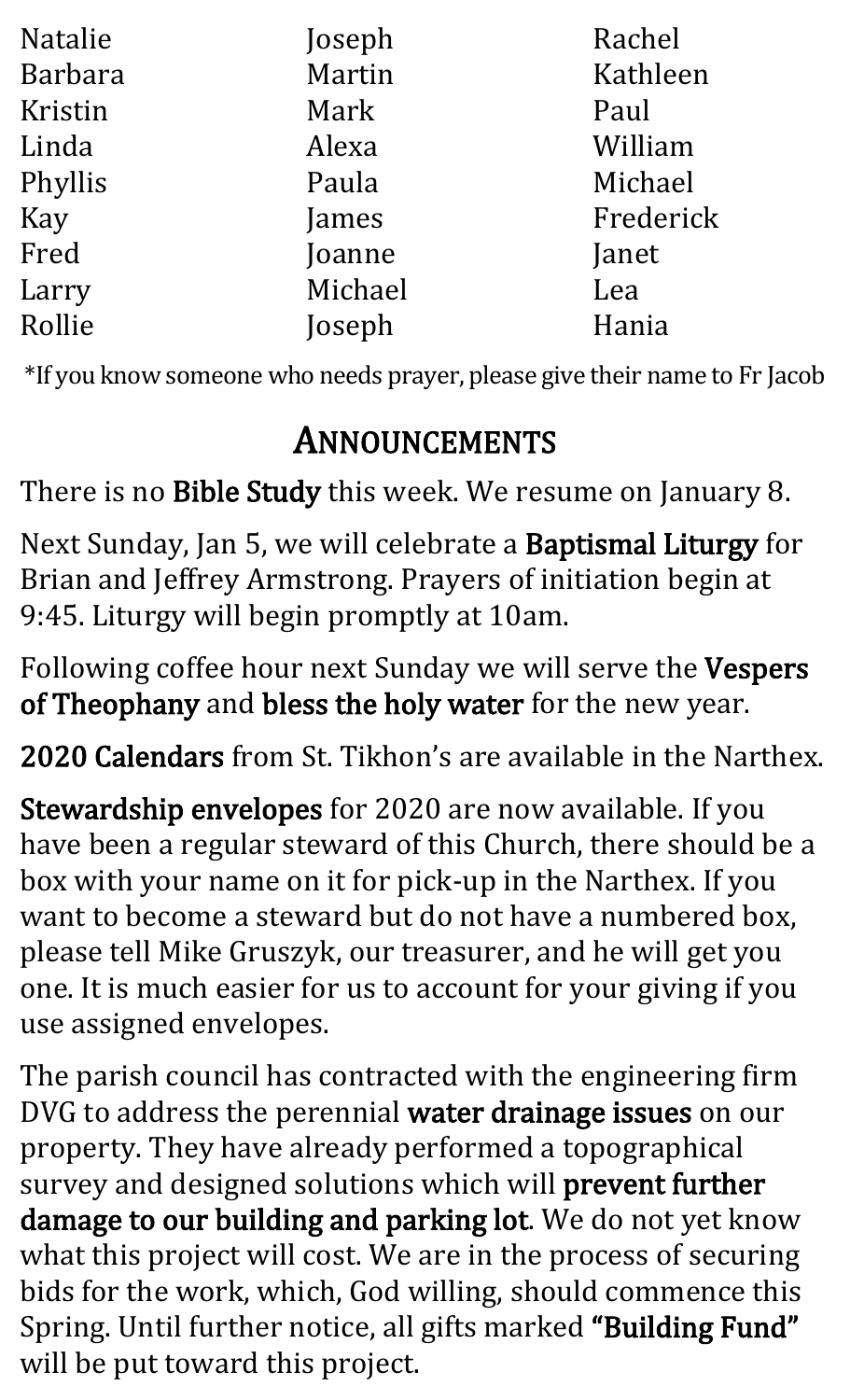| | | |
|---|---|---|
| Natalie | Joseph | Rachel |
| Barbara | Martin | Kathleen |
| Kristin | Mark | Paul |
| Linda | Alexa | William |
| Phyllis | Paula | Michael |
| Kay | James | Frederick |
| Fred | Joanne | Janet |
| Larry | Michael | Lea |
| Rollie | Joseph | Hania |

*If you know someone who needs prayer, please give their name to Fr Jacob

## Announcements

There is no **Bible Study** this week. We resume on January 8.

Next Sunday, Jan 5, we will celebrate a **Baptismal Liturgy** for Brian and Jeffrey Armstrong. Prayers of initiation begin at 9:45. Liturgy will begin promptly at 10am.

Following coffee hour next Sunday we will serve the **Vespers of Theophany** and **bless the holy water** for the new year.

**2020 Calendars** from St. Tikhon's are available in the Narthex.

**Stewardship envelopes** for 2020 are now available. If you have been a regular steward of this Church, there should be a box with your name on it for pick-up in the Narthex. If you want to become a steward but do not have a numbered box, please tell Mike Gruszyk, our treasurer, and he will get you one. It is much easier for us to account for your giving if you use assigned envelopes.

The parish council has contracted with the engineering firm DVG to address the perennial **water drainage issues** on our property. They have already performed a topographical survey and designed solutions which will **prevent further damage to our building and parking lot**. We do not yet know what this project will cost. We are in the process of securing bids for the work, which, God willing, should commence this Spring. Until further notice, all gifts marked **"Building Fund"** will be put toward this project.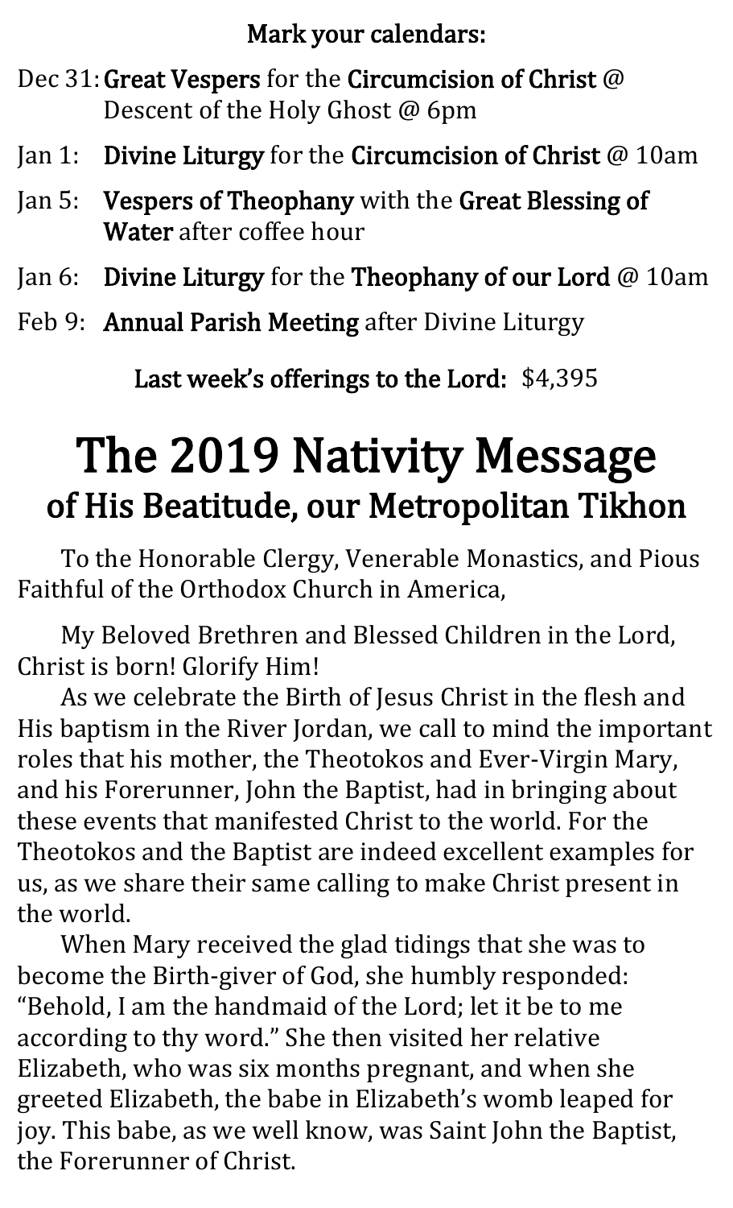**Mark your calendars:**

- Dec 31: **Great Vespers** for the **Circumcision of Christ** @ Descent of the Holy Ghost @ 6pm
- Jan 1: **Divine Liturgy** for the **Circumcision of Christ** @ 10am
- Jan 5: **Vespers of Theophany** with the **Great Blessing of Water** after coffee hour
- Jan 6: **Divine Liturgy** for the **Theophany of our Lord** @ 10am
- Feb 9: **Annual Parish Meeting** after Divine Liturgy

**Last week's offerings to the Lord:** $4,395

# The 2019 Nativity Message
## of His Beatitude, our Metropolitan Tikhon

To the Honorable Clergy, Venerable Monastics, and Pious Faithful of the Orthodox Church in America,

My Beloved Brethren and Blessed Children in the Lord, Christ is born! Glorify Him!

As we celebrate the Birth of Jesus Christ in the flesh and His baptism in the River Jordan, we call to mind the important roles that his mother, the Theotokos and Ever-Virgin Mary, and his Forerunner, John the Baptist, had in bringing about these events that manifested Christ to the world. For the Theotokos and the Baptist are indeed excellent examples for us, as we share their same calling to make Christ present in the world.

When Mary received the glad tidings that she was to become the Birth-giver of God, she humbly responded: "Behold, I am the handmaid of the Lord; let it be to me according to thy word." She then visited her relative Elizabeth, who was six months pregnant, and when she greeted Elizabeth, the babe in Elizabeth's womb leaped for joy. This babe, as we well know, was Saint John the Baptist, the Forerunner of Christ.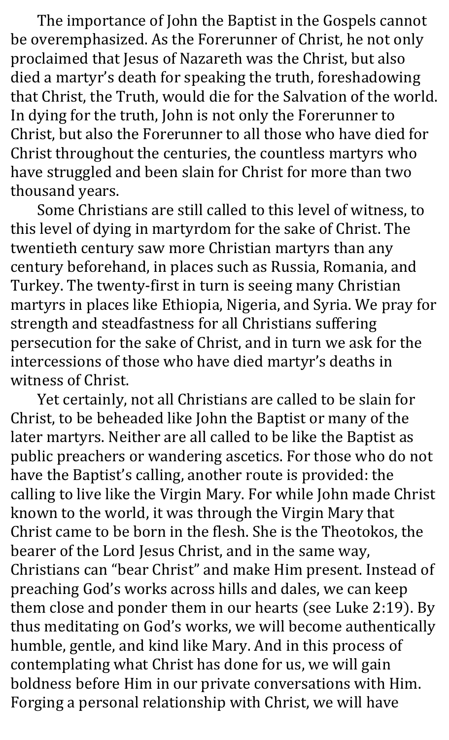The importance of John the Baptist in the Gospels cannot be overemphasized. As the Forerunner of Christ, he not only proclaimed that Jesus of Nazareth was the Christ, but also died a martyr's death for speaking the truth, foreshadowing that Christ, the Truth, would die for the Salvation of the world. In dying for the truth, John is not only the Forerunner to Christ, but also the Forerunner to all those who have died for Christ throughout the centuries, the countless martyrs who have struggled and been slain for Christ for more than two thousand years.

Some Christians are still called to this level of witness, to this level of dying in martyrdom for the sake of Christ. The twentieth century saw more Christian martyrs than any century beforehand, in places such as Russia, Romania, and Turkey. The twenty-first in turn is seeing many Christian martyrs in places like Ethiopia, Nigeria, and Syria. We pray for strength and steadfastness for all Christians suffering persecution for the sake of Christ, and in turn we ask for the intercessions of those who have died martyr's deaths in witness of Christ.

Yet certainly, not all Christians are called to be slain for Christ, to be beheaded like John the Baptist or many of the later martyrs. Neither are all called to be like the Baptist as public preachers or wandering ascetics. For those who do not have the Baptist's calling, another route is provided: the calling to live like the Virgin Mary. For while John made Christ known to the world, it was through the Virgin Mary that Christ came to be born in the flesh. She is the Theotokos, the bearer of the Lord Jesus Christ, and in the same way, Christians can "bear Christ" and make Him present. Instead of preaching God's works across hills and dales, we can keep them close and ponder them in our hearts (see Luke 2:19). By thus meditating on God's works, we will become authentically humble, gentle, and kind like Mary. And in this process of contemplating what Christ has done for us, we will gain boldness before Him in our private conversations with Him. Forging a personal relationship with Christ, we will have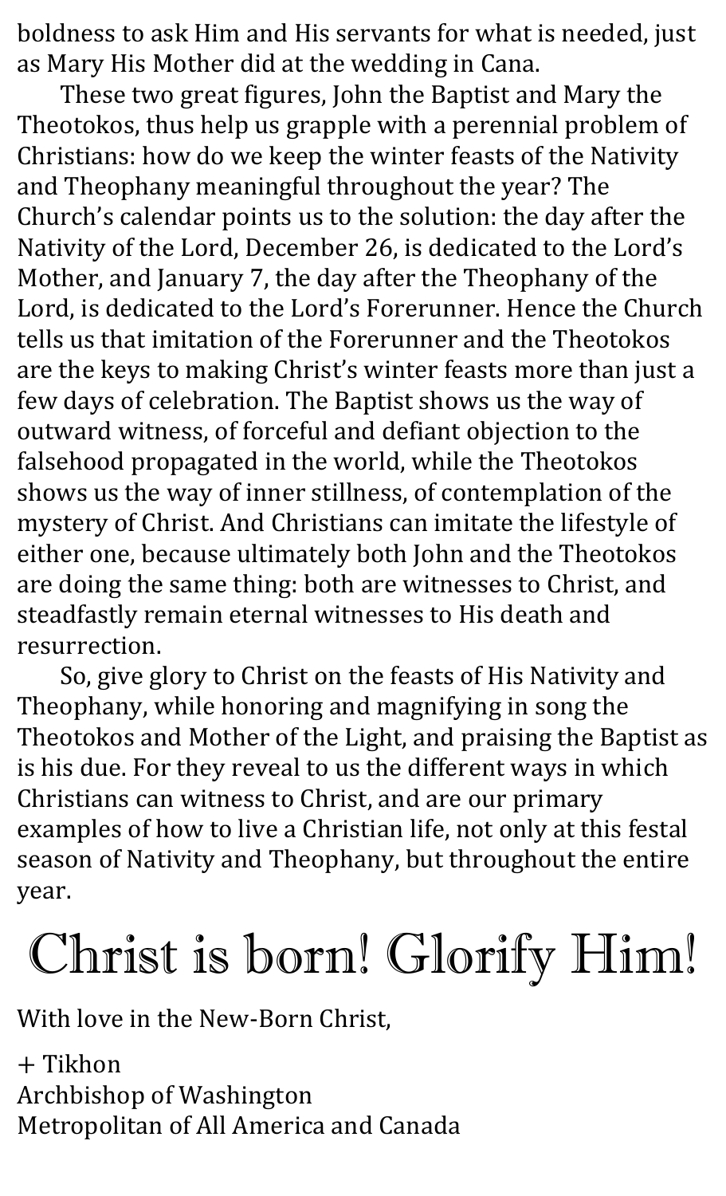boldness to ask Him and His servants for what is needed, just as Mary His Mother did at the wedding in Cana.

These two great figures, John the Baptist and Mary the Theotokos, thus help us grapple with a perennial problem of Christians: how do we keep the winter feasts of the Nativity and Theophany meaningful throughout the year? The Church's calendar points us to the solution: the day after the Nativity of the Lord, December 26, is dedicated to the Lord's Mother, and January 7, the day after the Theophany of the Lord, is dedicated to the Lord's Forerunner. Hence the Church tells us that imitation of the Forerunner and the Theotokos are the keys to making Christ's winter feasts more than just a few days of celebration. The Baptist shows us the way of outward witness, of forceful and defiant objection to the falsehood propagated in the world, while the Theotokos shows us the way of inner stillness, of contemplation of the mystery of Christ. And Christians can imitate the lifestyle of either one, because ultimately both John and the Theotokos are doing the same thing: both are witnesses to Christ, and steadfastly remain eternal witnesses to His death and resurrection.

So, give glory to Christ on the feasts of His Nativity and Theophany, while honoring and magnifying in song the Theotokos and Mother of the Light, and praising the Baptist as is his due. For they reveal to us the different ways in which Christians can witness to Christ, and are our primary examples of how to live a Christian life, not only at this festal season of Nativity and Theophany, but throughout the entire year.

# Christ is born! Glorify Him!

With love in the New-Born Christ,

+ Tikhon
Archbishop of Washington
Metropolitan of All America and Canada